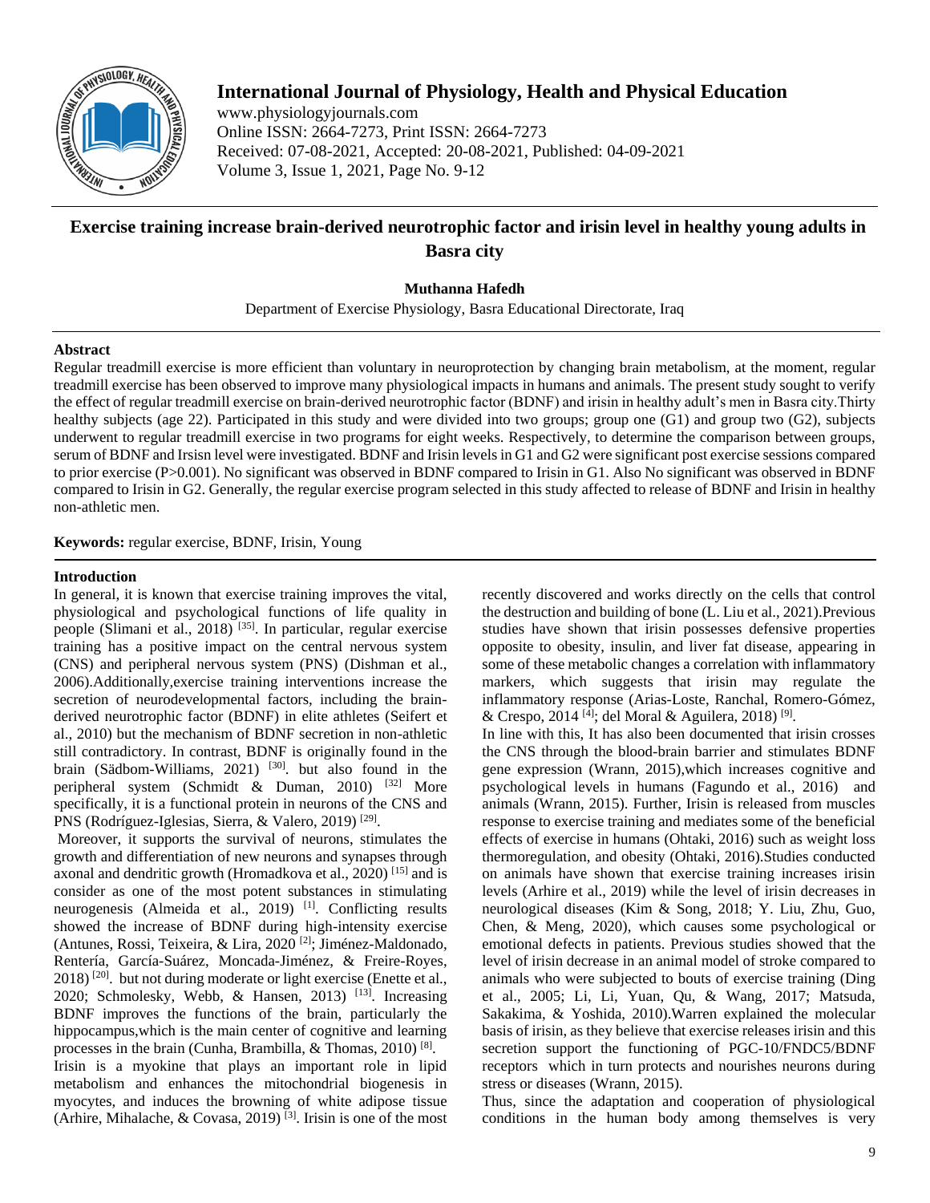# Exercise training increase brain-derived neurotrophic factor and irisin level in healthy young adults in Basra city

**Muthanna Hafedh**

Department of Exercise Physiology, Basra Educational Directorate, Iraq

## Abstract

Regular treadmill exercise is more efficient than voluntary in neuroprotection by changing brain metabolism, at the moment, regular treadmill exercise has been observed to improve many physiological impacts in humans and animals. The present study sought to verify the effect of regular treadmill exercise on brain-derived neurotrophic factor (BDNF) and irisin in healthy adult's men in Basra city.Thirty healthy subjects (age 22). Participated in this study and were divided into two groups; group one (G1) and group two (G2), subjects underwent to regular treadmill exercise in two programs for eight weeks. Respectively, to determine the comparison between groups, serum of BDNF and Irsisn level were investigated. BDNF and Irisin levels in G1 and G2 were significant post exercise sessions compared to prior exercise (P>0.001). No significant was observed in BDNF compared to Irisin in G1. Also No significant was observed in BDNF compared to Irisin in G2. Generally, the regular exercise program selected in this study affected to release of BDNF and Irisin in healthy non-athletic men.

**Keywords:** regular exercise, BDNF, Irisin, Young

## Introduction

In general, it is known that exercise training improves the vital, physiological and psychological functions of life quality in people (Slimani et al., 2018) [35]. In particular, regular exercise training has a positive impact on the central nervous system (CNS) and peripheral nervous system (PNS) (Dishman et al., 2006).Additionally,exercise training interventions increase the secretion of neurodevelopmental factors, including the brain-derived neurotrophic factor (BDNF) in elite athletes (Seifert et al., 2010) but the mechanism of BDNF secretion in non-athletic still contradictory. In contrast, BDNF is originally found in the brain (Sädbom-Williams, 2021) [30]. but also found in the peripheral system (Schmidt & Duman, 2010) [32] More specifically, it is a functional protein in neurons of the CNS and PNS (Rodríguez-Iglesias, Sierra, & Valero, 2019) [29].

Moreover, it supports the survival of neurons, stimulates the growth and differentiation of new neurons and synapses through axonal and dendritic growth (Hromadkova et al., 2020) [15] and is consider as one of the most potent substances in stimulating neurogenesis (Almeida et al., 2019) [1]. Conflicting results showed the increase of BDNF during high-intensity exercise (Antunes, Rossi, Teixeira, & Lira, 2020 [2]; Jiménez-Maldonado, Rentería, García-Suárez, Moncada-Jiménez, & Freire-Royes, 2018) [20]. but not during moderate or light exercise (Enette et al., 2020; Schmolesky, Webb, & Hansen, 2013) [13]. Increasing BDNF improves the functions of the brain, particularly the hippocampus,which is the main center of cognitive and learning processes in the brain (Cunha, Brambilla, & Thomas, 2010) [8].

Irisin is a myokine that plays an important role in lipid metabolism and enhances the mitochondrial biogenesis in myocytes, and induces the browning of white adipose tissue (Arhire, Mihalache, & Covasa, 2019) [3]. Irisin is one of the most recently discovered and works directly on the cells that control the destruction and building of bone (L. Liu et al., 2021).Previous studies have shown that irisin possesses defensive properties opposite to obesity, insulin, and liver fat disease, appearing in some of these metabolic changes a correlation with inflammatory markers, which suggests that irisin may regulate the inflammatory response (Arias-Loste, Ranchal, Romero-Gómez, & Crespo, 2014 [4]; del Moral & Aguilera, 2018) [9].

In line with this, It has also been documented that irisin crosses the CNS through the blood-brain barrier and stimulates BDNF gene expression (Wrann, 2015),which increases cognitive and psychological levels in humans (Fagundo et al., 2016) and animals (Wrann, 2015). Further, Irisin is released from muscles response to exercise training and mediates some of the beneficial effects of exercise in humans (Ohtaki, 2016) such as weight loss thermoregulation, and obesity (Ohtaki, 2016).Studies conducted on animals have shown that exercise training increases irisin levels (Arhire et al., 2019) while the level of irisin decreases in neurological diseases (Kim & Song, 2018; Y. Liu, Zhu, Guo, Chen, & Meng, 2020), which causes some psychological or emotional defects in patients. Previous studies showed that the level of irisin decrease in an animal model of stroke compared to animals who were subjected to bouts of exercise training (Ding et al., 2005; Li, Li, Yuan, Qu, & Wang, 2017; Matsuda, Sakakima, & Yoshida, 2010).Warren explained the molecular basis of irisin, as they believe that exercise releases irisin and this secretion support the functioning of PGC-10/FNDC5/BDNF receptors which in turn protects and nourishes neurons during stress or diseases (Wrann, 2015).

Thus, since the adaptation and cooperation of physiological conditions in the human body among themselves is very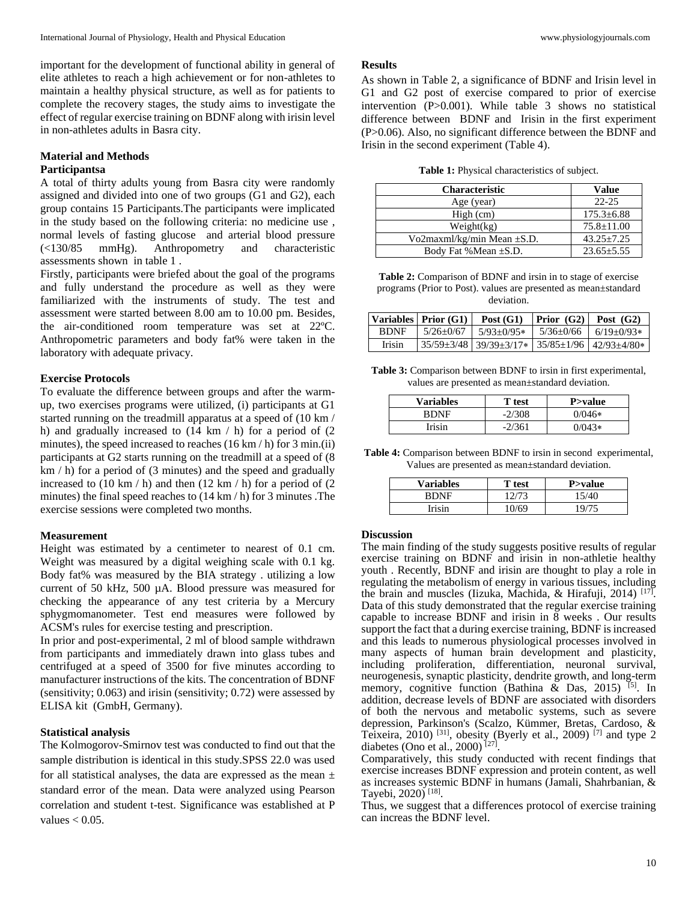important for the development of functional ability in general of elite athletes to reach a high achievement or for non-athletes to maintain a healthy physical structure, as well as for patients to complete the recovery stages, the study aims to investigate the effect of regular exercise training on BDNF along with irisin level in non-athletes adults in Basra city.

## Material and Methods

### Participantsa

A total of thirty adults young from Basra city were randomly assigned and divided into one of two groups (G1 and G2), each group contains 15 Participants.The participants were implicated in the study based on the following criteria: no medicine use , normal levels of fasting glucose and arterial blood pressure (<130/85 mmHg). Anthropometry and characteristic assessments shown in table 1 .

Firstly, participants were briefed about the goal of the programs and fully understand the procedure as well as they were familiarized with the instruments of study. The test and assessment were started between 8.00 am to 10.00 pm. Besides, the air-conditioned room temperature was set at 22ºC. Anthropometric parameters and body fat% were taken in the laboratory with adequate privacy.

### Exercise Protocols

To evaluate the difference between groups and after the warm-up, two exercises programs were utilized, (i) participants at G1 started running on the treadmill apparatus at a speed of (10 km / h) and gradually increased to (14 km / h) for a period of (2 minutes), the speed increased to reaches (16 km / h) for 3 min.(ii) participants at G2 starts running on the treadmill at a speed of (8 km / h) for a period of (3 minutes) and the speed and gradually increased to (10 km / h) and then (12 km / h) for a period of (2 minutes) the final speed reaches to (14 km / h) for 3 minutes .The exercise sessions were completed two months.

### Measurement

Height was estimated by a centimeter to nearest of 0.1 cm. Weight was measured by a digital weighing scale with 0.1 kg. Body fat% was measured by the BIA strategy . utilizing a low current of 50 kHz, 500 µA. Blood pressure was measured for checking the appearance of any test criteria by a Mercury sphygmomanometer. Test end measures were followed by ACSM's rules for exercise testing and prescription.

In prior and post-experimental, 2 ml of blood sample withdrawn from participants and immediately drawn into glass tubes and centrifuged at a speed of 3500 for five minutes according to manufacturer instructions of the kits. The concentration of BDNF (sensitivity; 0.063) and irisin (sensitivity; 0.72) were assessed by ELISA kit (GmbH, Germany).

### Statistical analysis

The Kolmogorov-Smirnov test was conducted to find out that the sample distribution is identical in this study.SPSS 22.0 was used for all statistical analyses, the data are expressed as the mean ± standard error of the mean. Data were analyzed using Pearson correlation and student t-test. Significance was established at P values < 0.05.

## Results

As shown in Table 2, a significance of BDNF and Irisin level in G1 and G2 post of exercise compared to prior of exercise intervention (P>0.001). While table 3 shows no statistical difference between BDNF and Irisin in the first experiment (P>0.06). Also, no significant difference between the BDNF and Irisin in the second experiment (Table 4).

**Table 1:** Physical characteristics of subject.

| Characteristic | Value |
|---|---|
| Age (year) | 22-25 |
| High (cm) | 175.3±6.88 |
| Weight(kg) | 75.8±11.00 |
| Vo2maxml/kg/min Mean ±S.D. | 43.25±7.25 |
| Body Fat %Mean ±S.D. | 23.65±5.55 |

**Table 2:** Comparison of BDNF and irsin in to stage of exercise programs (Prior to Post). values are presented as mean±standard deviation.

| Variables | Prior (G1) | Post (G1) | Prior (G2) | Post (G2) |
|---|---|---|---|---|
| BDNF | 5/26±0/67 | 5/93±0/95* | 5/36±0/66 | 6/19±0/93* |
| Irisin | 35/59±3/48 | 39/39±3/17* | 35/85±1/96 | 42/93±4/80* |

**Table 3:** Comparison between BDNF to irsin in first experimental, values are presented as mean±standard deviation.

| Variables | T test | P>value |
|---|---|---|
| BDNF | -2/308 | 0/046* |
| Irisin | -2/361 | 0/043* |

**Table 4:** Comparison between BDNF to irsin in second experimental, Values are presented as mean±standard deviation.

| Variables | T test | P>value |
|---|---|---|
| BDNF | 12/73 | 15/40 |
| Irisin | 10/69 | 19/75 |

## Discussion

The main finding of the study suggests positive results of regular exercise training on BDNF and irisin in non-athletie healthy youth . Recently, BDNF and irisin are thought to play a role in regulating the metabolism of energy in various tissues, including the brain and muscles (Iizuka, Machida, & Hirafuji, 2014) [17]. Data of this study demonstrated that the regular exercise training capable to increase BDNF and irisin in 8 weeks . Our results support the fact that a during exercise training, BDNF is increased and this leads to numerous physiological processes involved in many aspects of human brain development and plasticity, including proliferation, differentiation, neuronal survival, neurogenesis, synaptic plasticity, dendrite growth, and long-term memory, cognitive function (Bathina & Das, 2015) [5]. In addition, decrease levels of BDNF are associated with disorders of both the nervous and metabolic systems, such as severe depression, Parkinson's (Scalzo, Kümmer, Bretas, Cardoso, & Teixeira, 2010) [31], obesity (Byerly et al., 2009) [7] and type 2 diabetes (Ono et al., 2000) [27].

Comparatively, this study conducted with recent findings that exercise increases BDNF expression and protein content, as well as increases systemic BDNF in humans (Jamali, Shahrbanian, & Tayebi, 2020) [18].

Thus, we suggest that a differences protocol of exercise training can increas the BDNF level.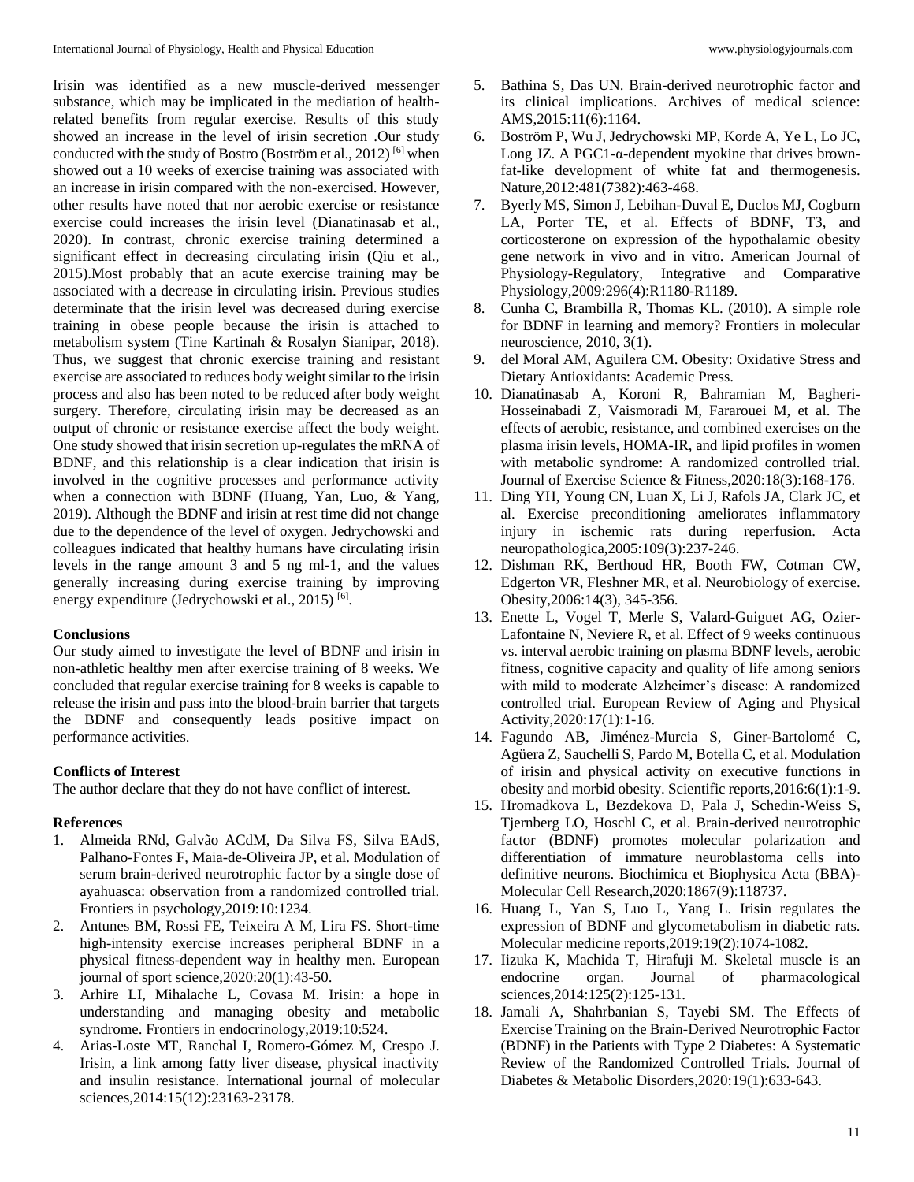Irisin was identified as a new muscle-derived messenger substance, which may be implicated in the mediation of health-related benefits from regular exercise. Results of this study showed an increase in the level of irisin secretion .Our study conducted with the study of Bostro (Boström et al., 2012) [6] when showed out a 10 weeks of exercise training was associated with an increase in irisin compared with the non-exercised. However, other results have noted that nor aerobic exercise or resistance exercise could increases the irisin level (Dianatinasab et al., 2020). In contrast, chronic exercise training determined a significant effect in decreasing circulating irisin (Qiu et al., 2015).Most probably that an acute exercise training may be associated with a decrease in circulating irisin. Previous studies determinate that the irisin level was decreased during exercise training in obese people because the irisin is attached to metabolism system (Tine Kartinah & Rosalyn Sianipar, 2018). Thus, we suggest that chronic exercise training and resistant exercise are associated to reduces body weight similar to the irisin process and also has been noted to be reduced after body weight surgery. Therefore, circulating irisin may be decreased as an output of chronic or resistance exercise affect the body weight. One study showed that irisin secretion up-regulates the mRNA of BDNF, and this relationship is a clear indication that irisin is involved in the cognitive processes and performance activity when a connection with BDNF (Huang, Yan, Luo, & Yang, 2019). Although the BDNF and irisin at rest time did not change due to the dependence of the level of oxygen. Jedrychowski and colleagues indicated that healthy humans have circulating irisin levels in the range amount 3 and 5 ng ml-1, and the values generally increasing during exercise training by improving energy expenditure (Jedrychowski et al., 2015) [6].

## Conclusions

Our study aimed to investigate the level of BDNF and irisin in non-athletic healthy men after exercise training of 8 weeks. We concluded that regular exercise training for 8 weeks is capable to release the irisin and pass into the blood-brain barrier that targets the BDNF and consequently leads positive impact on performance activities.

## Conflicts of Interest

The author declare that they do not have conflict of interest.

## References

1. Almeida RNd, Galvão ACdM, Da Silva FS, Silva EAdS, Palhano-Fontes F, Maia-de-Oliveira JP, et al. Modulation of serum brain-derived neurotrophic factor by a single dose of ayahuasca: observation from a randomized controlled trial. Frontiers in psychology,2019:10:1234.
2. Antunes BM, Rossi FE, Teixeira A M, Lira FS. Short-time high-intensity exercise increases peripheral BDNF in a physical fitness-dependent way in healthy men. European journal of sport science,2020:20(1):43-50.
3. Arhire LI, Mihalache L, Covasa M. Irisin: a hope in understanding and managing obesity and metabolic syndrome. Frontiers in endocrinology,2019:10:524.
4. Arias-Loste MT, Ranchal I, Romero-Gómez M, Crespo J. Irisin, a link among fatty liver disease, physical inactivity and insulin resistance. International journal of molecular sciences,2014:15(12):23163-23178.
5. Bathina S, Das UN. Brain-derived neurotrophic factor and its clinical implications. Archives of medical science: AMS,2015:11(6):1164.
6. Boström P, Wu J, Jedrychowski MP, Korde A, Ye L, Lo JC, Long JZ. A PGC1-α-dependent myokine that drives brown-fat-like development of white fat and thermogenesis. Nature,2012:481(7382):463-468.
7. Byerly MS, Simon J, Lebihan-Duval E, Duclos MJ, Cogburn LA, Porter TE, et al. Effects of BDNF, T3, and corticosterone on expression of the hypothalamic obesity gene network in vivo and in vitro. American Journal of Physiology-Regulatory, Integrative and Comparative Physiology,2009:296(4):R1180-R1189.
8. Cunha C, Brambilla R, Thomas KL. (2010). A simple role for BDNF in learning and memory? Frontiers in molecular neuroscience, 2010, 3(1).
9. del Moral AM, Aguilera CM. Obesity: Oxidative Stress and Dietary Antioxidants: Academic Press.
10. Dianatinasab A, Koroni R, Bahramian M, Bagheri-Hosseinabadi Z, Vaismoradi M, Fararouei M, et al. The effects of aerobic, resistance, and combined exercises on the plasma irisin levels, HOMA-IR, and lipid profiles in women with metabolic syndrome: A randomized controlled trial. Journal of Exercise Science & Fitness,2020:18(3):168-176.
11. Ding YH, Young CN, Luan X, Li J, Rafols JA, Clark JC, et al. Exercise preconditioning ameliorates inflammatory injury in ischemic rats during reperfusion. Acta neuropathologica,2005:109(3):237-246.
12. Dishman RK, Berthoud HR, Booth FW, Cotman CW, Edgerton VR, Fleshner MR, et al. Neurobiology of exercise. Obesity,2006:14(3), 345-356.
13. Enette L, Vogel T, Merle S, Valard-Guiguet AG, Ozier-Lafontaine N, Neviere R, et al. Effect of 9 weeks continuous vs. interval aerobic training on plasma BDNF levels, aerobic fitness, cognitive capacity and quality of life among seniors with mild to moderate Alzheimer's disease: A randomized controlled trial. European Review of Aging and Physical Activity,2020:17(1):1-16.
14. Fagundo AB, Jiménez-Murcia S, Giner-Bartolomé C, Agüera Z, Sauchelli S, Pardo M, Botella C, et al. Modulation of irisin and physical activity on executive functions in obesity and morbid obesity. Scientific reports,2016:6(1):1-9.
15. Hromadkova L, Bezdekova D, Pala J, Schedin-Weiss S, Tjernberg LO, Hoschl C, et al. Brain-derived neurotrophic factor (BDNF) promotes molecular polarization and differentiation of immature neuroblastoma cells into definitive neurons. Biochimica et Biophysica Acta (BBA)-Molecular Cell Research,2020:1867(9):118737.
16. Huang L, Yan S, Luo L, Yang L. Irisin regulates the expression of BDNF and glycometabolism in diabetic rats. Molecular medicine reports,2019:19(2):1074-1082.
17. Iizuka K, Machida T, Hirafuji M. Skeletal muscle is an endocrine organ. Journal of pharmacological sciences,2014:125(2):125-131.
18. Jamali A, Shahrbanian S, Tayebi SM. The Effects of Exercise Training on the Brain-Derived Neurotrophic Factor (BDNF) in the Patients with Type 2 Diabetes: A Systematic Review of the Randomized Controlled Trials. Journal of Diabetes & Metabolic Disorders,2020:19(1):633-643.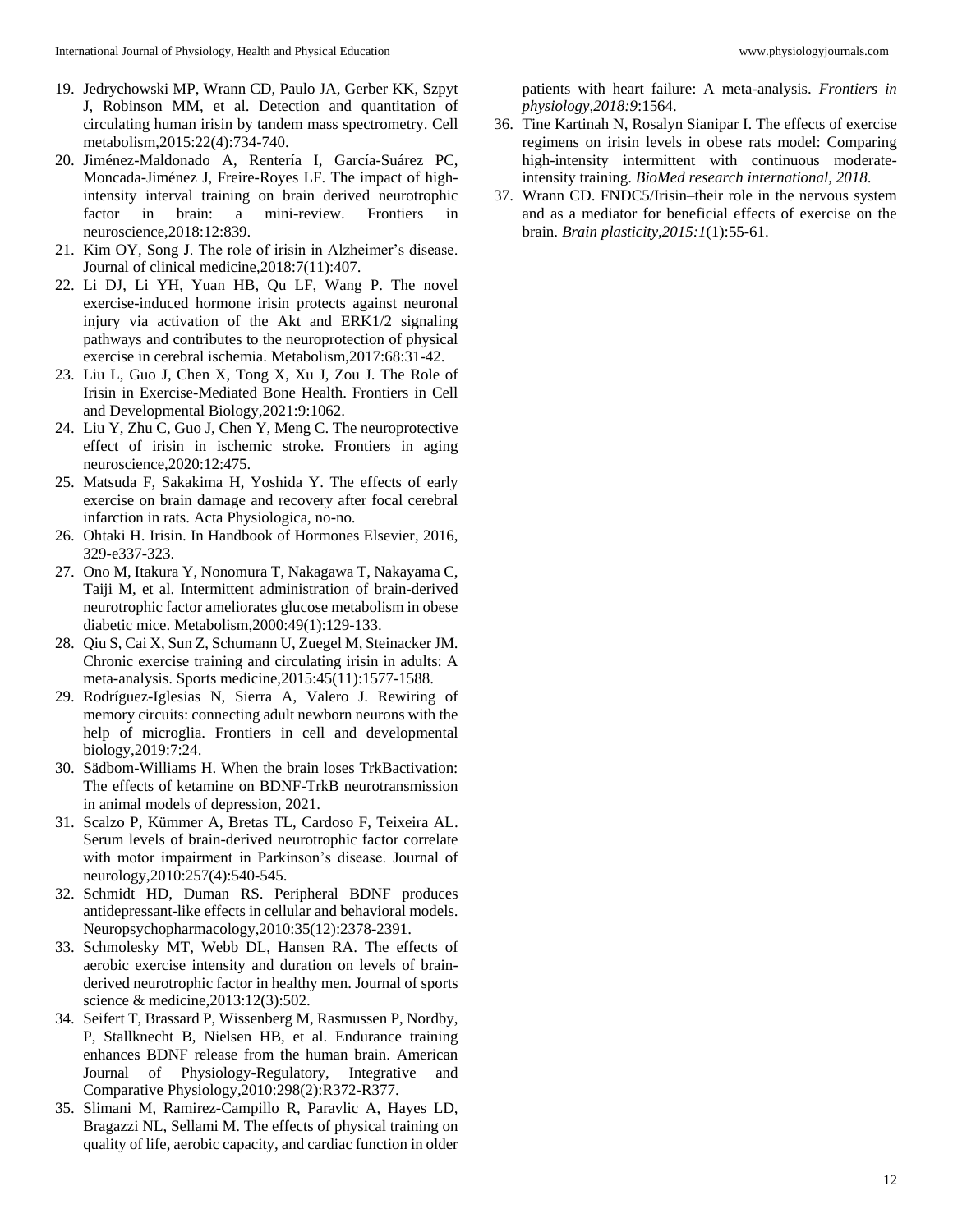19. Jedrychowski MP, Wrann CD, Paulo JA, Gerber KK, Szpyt J, Robinson MM, et al. Detection and quantitation of circulating human irisin by tandem mass spectrometry. Cell metabolism,2015:22(4):734-740.
20. Jiménez-Maldonado A, Rentería I, García-Suárez PC, Moncada-Jiménez J, Freire-Royes LF. The impact of high-intensity interval training on brain derived neurotrophic factor in brain: a mini-review. Frontiers in neuroscience,2018:12:839.
21. Kim OY, Song J. The role of irisin in Alzheimer's disease. Journal of clinical medicine,2018:7(11):407.
22. Li DJ, Li YH, Yuan HB, Qu LF, Wang P. The novel exercise-induced hormone irisin protects against neuronal injury via activation of the Akt and ERK1/2 signaling pathways and contributes to the neuroprotection of physical exercise in cerebral ischemia. Metabolism,2017:68:31-42.
23. Liu L, Guo J, Chen X, Tong X, Xu J, Zou J. The Role of Irisin in Exercise-Mediated Bone Health. Frontiers in Cell and Developmental Biology,2021:9:1062.
24. Liu Y, Zhu C, Guo J, Chen Y, Meng C. The neuroprotective effect of irisin in ischemic stroke. Frontiers in aging neuroscience,2020:12:475.
25. Matsuda F, Sakakima H, Yoshida Y. The effects of early exercise on brain damage and recovery after focal cerebral infarction in rats. Acta Physiologica, no-no.
26. Ohtaki H. Irisin. In Handbook of Hormones Elsevier, 2016, 329-e337-323.
27. Ono M, Itakura Y, Nonomura T, Nakagawa T, Nakayama C, Taiji M, et al. Intermittent administration of brain-derived neurotrophic factor ameliorates glucose metabolism in obese diabetic mice. Metabolism,2000:49(1):129-133.
28. Qiu S, Cai X, Sun Z, Schumann U, Zuegel M, Steinacker JM. Chronic exercise training and circulating irisin in adults: A meta-analysis. Sports medicine,2015:45(11):1577-1588.
29. Rodríguez-Iglesias N, Sierra A, Valero J. Rewiring of memory circuits: connecting adult newborn neurons with the help of microglia. Frontiers in cell and developmental biology,2019:7:24.
30. Sädbom-Williams H. When the brain loses TrkBactivation: The effects of ketamine on BDNF-TrkB neurotransmission in animal models of depression, 2021.
31. Scalzo P, Kümmer A, Bretas TL, Cardoso F, Teixeira AL. Serum levels of brain-derived neurotrophic factor correlate with motor impairment in Parkinson's disease. Journal of neurology,2010:257(4):540-545.
32. Schmidt HD, Duman RS. Peripheral BDNF produces antidepressant-like effects in cellular and behavioral models. Neuropsychopharmacology,2010:35(12):2378-2391.
33. Schmolesky MT, Webb DL, Hansen RA. The effects of aerobic exercise intensity and duration on levels of brain-derived neurotrophic factor in healthy men. Journal of sports science & medicine,2013:12(3):502.
34. Seifert T, Brassard P, Wissenberg M, Rasmussen P, Nordby, P, Stallknecht B, Nielsen HB, et al. Endurance training enhances BDNF release from the human brain. American Journal of Physiology-Regulatory, Integrative and Comparative Physiology,2010:298(2):R372-R377.
35. Slimani M, Ramirez-Campillo R, Paravlic A, Hayes LD, Bragazzi NL, Sellami M. The effects of physical training on quality of life, aerobic capacity, and cardiac function in older patients with heart failure: A meta-analysis. *Frontiers in physiology,2018:9*:1564.
36. Tine Kartinah N, Rosalyn Sianipar I. The effects of exercise regimens on irisin levels in obese rats model: Comparing high-intensity intermittent with continuous moderate-intensity training. *BioMed research international, 2018*.
37. Wrann CD. FNDC5/Irisin–their role in the nervous system and as a mediator for beneficial effects of exercise on the brain. *Brain plasticity,2015:1*(1):55-61.